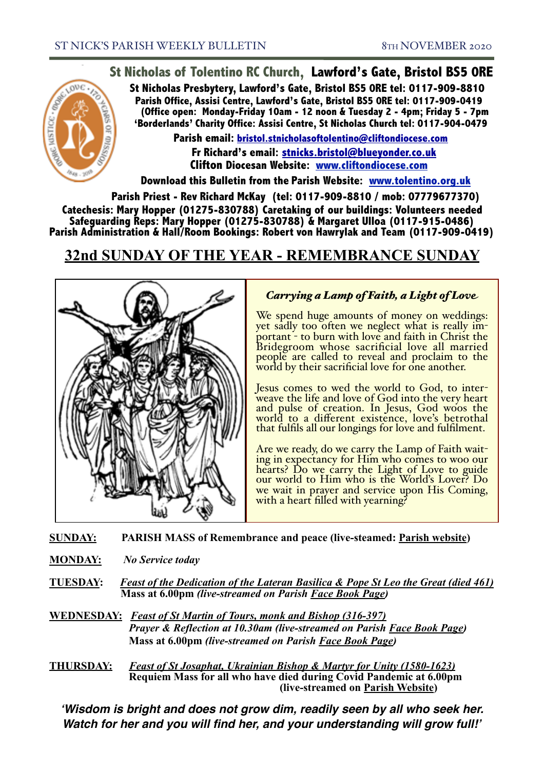ST NICK'S PARISH WEEKLY BULLETIN — 8TH NOVEMBER 2020

## St Nicholas of Tolentino RC Church, Lawford's Gate, Bristol BS5 0RE

**St Nicholas Presbytery, Lawford's Gate, Bristol BS5 0RE tel: 0117-909-8810**
**Parish Office, Assisi Centre, Lawford's Gate, Bristol BS5 0RE tel: 0117-909-0419**
**(Office open: Monday-Friday 10am - 12 noon & Tuesday 2 - 4pm; Friday 5 - 7pm**
**'Borderlands' Charity Office: Assisi Centre, St Nicholas Church tel: 0117-904-0479**

**Parish email: bristol.stnicholasoftolentino@cliftondiocese.com**
**Fr Richard's email: stnicks.bristol@blueyonder.co.uk**
**Clifton Diocesan Website: www.cliftondiocese.com**

**Download this Bulletin from the Parish Website: www.tolentino.org.uk**

**Parish Priest - Rev Richard McKay (tel: 0117-909-8810 / mob: 07779677370)**
**Catechesis: Mary Hopper (01275-830788) Caretaking of our buildings: Volunteers needed**
**Safeguarding Reps: Mary Hopper (01275-830788) & Margaret Ulloa (0117-915-0486)**
**Parish Administration & Hall/Room Bookings: Robert von Hawrylak and Team (0117-909-0419)**

# 32nd SUNDAY OF THE YEAR - REMEMBRANCE SUNDAY

### *Carrying a Lamp of Faith, a Light of Love*

We spend huge amounts of money on weddings: yet sadly too often we neglect what is really important - to burn with love and faith in Christ the Bridegroom whose sacrificial love all married people are called to reveal and proclaim to the world by their sacrificial love for one another.

Jesus comes to wed the world to God, to interweave the life and love of God into the very heart and pulse of creation. In Jesus, God woos the world to a different existence, love's betrothal that fulfils all our longings for love and fulfilment.

Are we ready, do we carry the Lamp of Faith waiting in expectancy for Him who comes to woo our hearts? Do we carry the Light of Love to guide our world to Him who is the World's Lover? Do we wait in prayer and service upon His Coming, with a heart filled with yearning?

**SUNDAY:** **PARISH MASS of Remembrance and peace (live-steamed: Parish website)**

**MONDAY:** ***No Service today***

**TUESDAY:** ***Feast of the Dedication of the Lateran Basilica & Pope St Leo the Great (died 461)***
**Mass at 6.00pm** ***(live-streamed on Parish Face Book Page)***

**WEDNESDAY:** ***Feast of St Martin of Tours, monk and Bishop (316-397)***
***Prayer & Reflection at 10.30am (live-streamed on Parish Face Book Page)***
**Mass at 6.00pm** ***(live-streamed on Parish Face Book Page)***

**THURSDAY:** ***Feast of St Josaphat, Ukrainian Bishop & Martyr for Unity (1580-1623)***
**Requiem Mass for all who have died during Covid Pandemic at 6.00pm (live-streamed on Parish Website)**

***'Wisdom is bright and does not grow dim, readily seen by all who seek her. Watch for her and you will find her, and your understanding will grow full!'***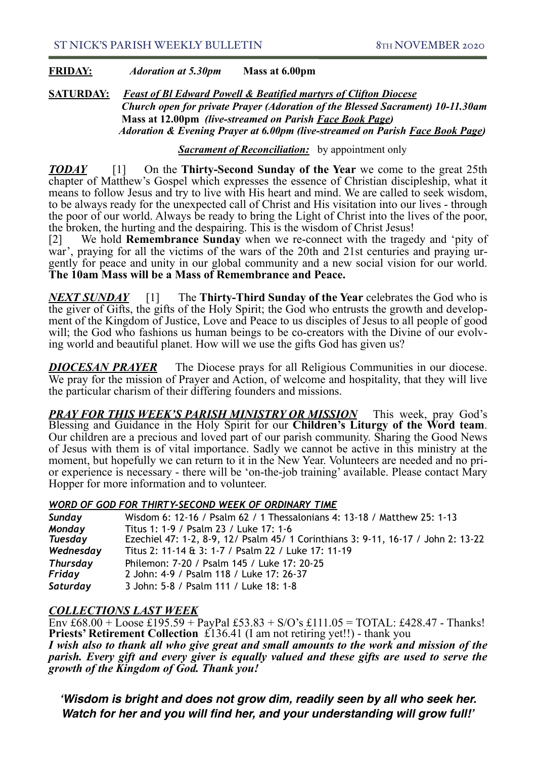**FRIDAY:** *Adoration at 5.30pm* **Mass at 6.00pm**

**SATURDAY:** ***Feast of Bl Edward Powell & Beatified martyrs of Clifton Diocese***
***Church open for private Prayer (Adoration of the Blessed Sacrament) 10-11.30am***
**Mass at 12.00pm** ***(live-streamed on Parish Face Book Page)***
***Adoration & Evening Prayer at 6.00pm (live-streamed on Parish Face Book Page)***

***Sacrament of Reconciliation:*** by appointment only

***TODAY*** [1] On the **Thirty-Second Sunday of the Year** we come to the great 25th chapter of Matthew's Gospel which expresses the essence of Christian discipleship, what it means to follow Jesus and try to live with His heart and mind. We are called to seek wisdom, to be always ready for the unexpected call of Christ and His visitation into our lives - through the poor of our world. Always be ready to bring the Light of Christ into the lives of the poor, the broken, the hurting and the despairing. This is the wisdom of Christ Jesus!

[2] We hold **Remembrance Sunday** when we re-connect with the tragedy and 'pity of war', praying for all the victims of the wars of the 20th and 21st centuries and praying urgently for peace and unity in our global community and a new social vision for our world. **The 10am Mass will be a Mass of Remembrance and Peace.**

***NEXT SUNDAY*** [1] The **Thirty-Third Sunday of the Year** celebrates the God who is the giver of Gifts, the gifts of the Holy Spirit; the God who entrusts the growth and development of the Kingdom of Justice, Love and Peace to us disciples of Jesus to all people of good will; the God who fashions us human beings to be co-creators with the Divine of our evolving world and beautiful planet. How will we use the gifts God has given us?

***DIOCESAN PRAYER*** The Diocese prays for all Religious Communities in our diocese. We pray for the mission of Prayer and Action, of welcome and hospitality, that they will live the particular charism of their differing founders and missions.

***PRAY FOR THIS WEEK'S PARISH MINISTRY OR MISSION*** This week, pray God's Blessing and Guidance in the Holy Spirit for our **Children's Liturgy of the Word team**. Our children are a precious and loved part of our parish community. Sharing the Good News of Jesus with them is of vital importance. Sadly we cannot be active in this ministry at the moment, but hopefully we can return to it in the New Year. Volunteers are needed and no prior experience is necessary - there will be 'on-the-job training' available. Please contact Mary Hopper for more information and to volunteer.

***WORD OF GOD FOR THIRTY-SECOND WEEK OF ORDINARY TIME***

| | |
|---|---|
| *Sunday* | Wisdom 6: 12-16 / Psalm 62 / 1 Thessalonians 4: 13-18 / Matthew 25: 1-13 |
| *Monday* | Titus 1: 1-9 / Psalm 23 / Luke 17: 1-6 |
| *Tuesday* | Ezechiel 47: 1-2, 8-9, 12/ Psalm 45/ 1 Corinthians 3: 9-11, 16-17 / John 2: 13-22 |
| *Wednesday* | Titus 2: 11-14 & 3: 1-7 / Psalm 22 / Luke 17: 11-19 |
| *Thursday* | Philemon: 7-20 / Psalm 145 / Luke 17: 20-25 |
| *Friday* | 2 John: 4-9 / Psalm 118 / Luke 17: 26-37 |
| *Saturday* | 3 John: 5-8 / Psalm 111 / Luke 18: 1-8 |

***COLLECTIONS LAST WEEK***

Env £68.00 + Loose £195.59 + PayPal £53.83 + S/O's £111.05 = TOTAL: £428.47 - Thanks!
**Priests' Retirement Collection** £136.41 (I am not retiring yet!!) - thank you
***I wish also to thank all who give great and small amounts to the work and mission of the parish. Every gift and every giver is equally valued and these gifts are used to serve the growth of the Kingdom of God. Thank you!***

***'Wisdom is bright and does not grow dim, readily seen by all who seek her. Watch for her and you will find her, and your understanding will grow full!'***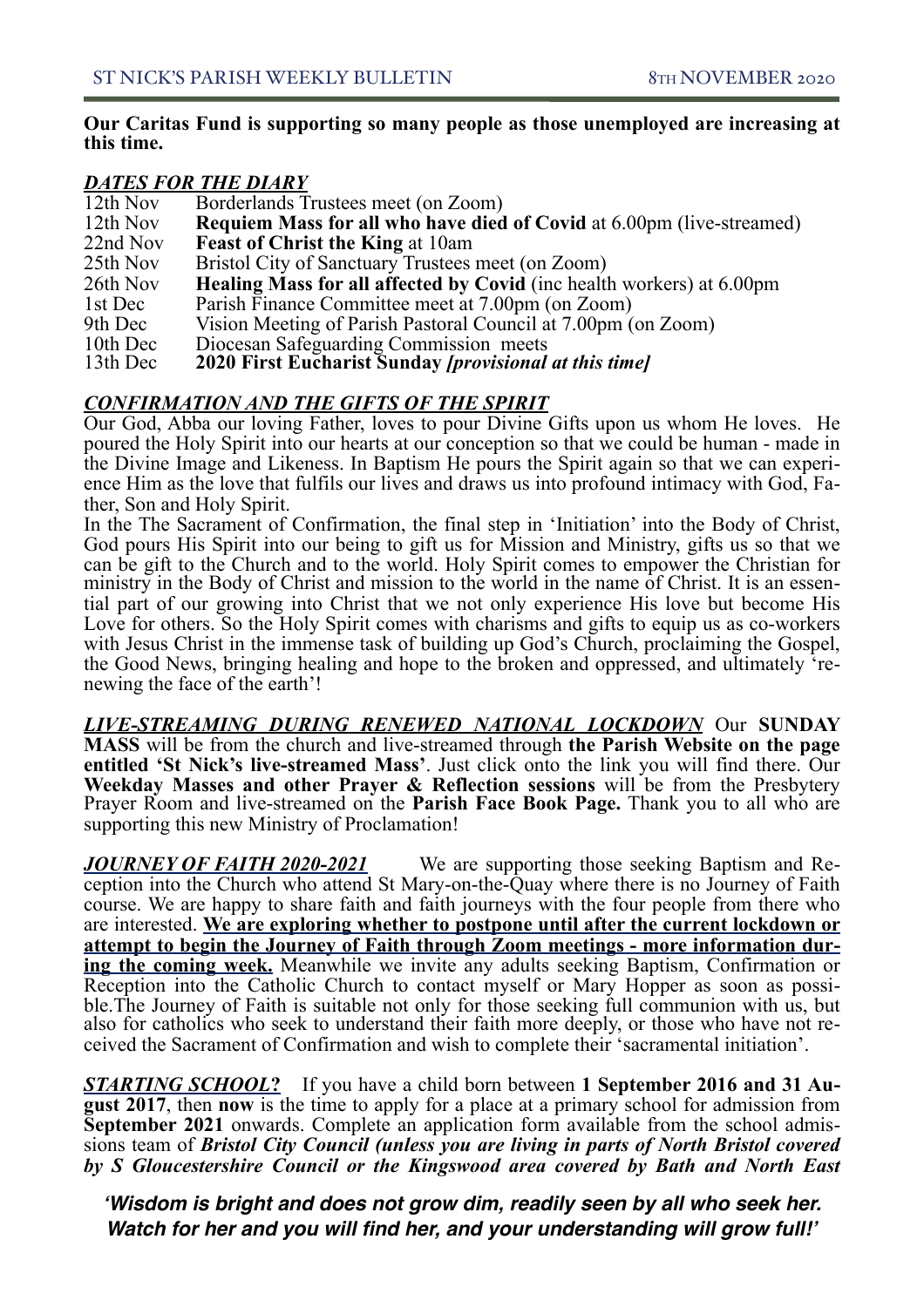**Our Caritas Fund is supporting so many people as those unemployed are increasing at this time.**

***DATES FOR THE DIARY***

| | |
|---|---|
| 12th Nov | Borderlands Trustees meet (on Zoom) |
| 12th Nov | **Requiem Mass for all who have died of Covid** at 6.00pm (live-streamed) |
| 22nd Nov | **Feast of Christ the King** at 10am |
| 25th Nov | Bristol City of Sanctuary Trustees meet (on Zoom) |
| 26th Nov | **Healing Mass for all affected by Covid** (inc health workers) at 6.00pm |
| 1st Dec | Parish Finance Committee meet at 7.00pm (on Zoom) |
| 9th Dec | Vision Meeting of Parish Pastoral Council at 7.00pm (on Zoom) |
| 10th Dec | Diocesan Safeguarding Commission meets |
| 13th Dec | **2020 First Eucharist Sunday *[provisional at this time]*** |

***CONFIRMATION AND THE GIFTS OF THE SPIRIT***

Our God, Abba our loving Father, loves to pour Divine Gifts upon us whom He loves. He poured the Holy Spirit into our hearts at our conception so that we could be human - made in the Divine Image and Likeness. In Baptism He pours the Spirit again so that we can experience Him as the love that fulfils our lives and draws us into profound intimacy with God, Father, Son and Holy Spirit.

In the The Sacrament of Confirmation, the final step in 'Initiation' into the Body of Christ, God pours His Spirit into our being to gift us for Mission and Ministry, gifts us so that we can be gift to the Church and to the world. Holy Spirit comes to empower the Christian for ministry in the Body of Christ and mission to the world in the name of Christ. It is an essential part of our growing into Christ that we not only experience His love but become His Love for others. So the Holy Spirit comes with charisms and gifts to equip us as co-workers with Jesus Christ in the immense task of building up God's Church, proclaiming the Gospel, the Good News, bringing healing and hope to the broken and oppressed, and ultimately 'renewing the face of the earth'!

***LIVE-STREAMING DURING RENEWED NATIONAL LOCKDOWN*** Our **SUNDAY MASS** will be from the church and live-streamed through **the Parish Website on the page entitled 'St Nick's live-streamed Mass'**. Just click onto the link you will find there. Our **Weekday Masses and other Prayer & Reflection sessions** will be from the Presbytery Prayer Room and live-streamed on the **Parish Face Book Page.** Thank you to all who are supporting this new Ministry of Proclamation!

***JOURNEY OF FAITH 2020-2021*** We are supporting those seeking Baptism and Reception into the Church who attend St Mary-on-the-Quay where there is no Journey of Faith course. We are happy to share faith and faith journeys with the four people from there who are interested. **We are exploring whether to postpone until after the current lockdown or attempt to begin the Journey of Faith through Zoom meetings - more information during the coming week.** Meanwhile we invite any adults seeking Baptism, Confirmation or Reception into the Catholic Church to contact myself or Mary Hopper as soon as possible.The Journey of Faith is suitable not only for those seeking full communion with us, but also for catholics who seek to understand their faith more deeply, or those who have not received the Sacrament of Confirmation and wish to complete their 'sacramental initiation'.

***STARTING SCHOOL?*** If you have a child born between **1 September 2016 and 31 August 2017**, then **now** is the time to apply for a place at a primary school for admission from **September 2021** onwards. Complete an application form available from the school admissions team of ***Bristol City Council (unless you are living in parts of North Bristol covered by S Gloucestershire Council or the Kingswood area covered by Bath and North East***

***'Wisdom is bright and does not grow dim, readily seen by all who seek her. Watch for her and you will find her, and your understanding will grow full!'***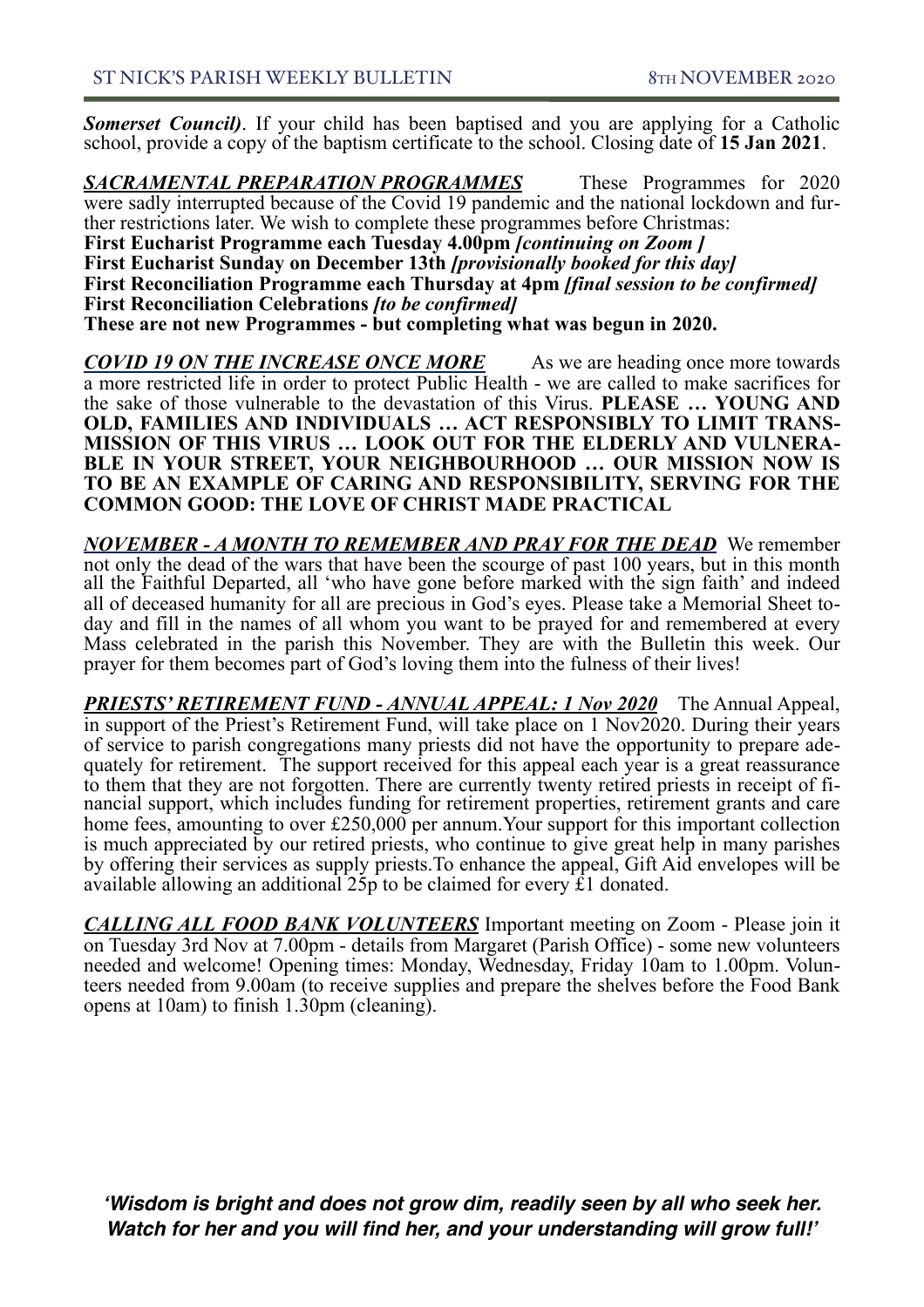***Somerset Council)***. If your child has been baptised and you are applying for a Catholic school, provide a copy of the baptism certificate to the school. Closing date of **15 Jan 2021**.

***SACRAMENTAL PREPARATION PROGRAMMES*** These Programmes for 2020 were sadly interrupted because of the Covid 19 pandemic and the national lockdown and further restrictions later. We wish to complete these programmes before Christmas:
**First Eucharist Programme each Tuesday 4.00pm *[continuing on Zoom ]***
**First Eucharist Sunday on December 13th *[provisionally booked for this day]***
**First Reconciliation Programme each Thursday at 4pm *[final session to be confirmed]***
**First Reconciliation Celebrations *[to be confirmed]***
**These are not new Programmes - but completing what was begun in 2020.**

***COVID 19 ON THE INCREASE ONCE MORE*** As we are heading once more towards a more restricted life in order to protect Public Health - we are called to make sacrifices for the sake of those vulnerable to the devastation of this Virus. **PLEASE … YOUNG AND OLD, FAMILIES AND INDIVIDUALS … ACT RESPONSIBLY TO LIMIT TRANSMISSION OF THIS VIRUS … LOOK OUT FOR THE ELDERLY AND VULNERABLE IN YOUR STREET, YOUR NEIGHBOURHOOD … OUR MISSION NOW IS TO BE AN EXAMPLE OF CARING AND RESPONSIBILITY, SERVING FOR THE COMMON GOOD: THE LOVE OF CHRIST MADE PRACTICAL**

***NOVEMBER - A MONTH TO REMEMBER AND PRAY FOR THE DEAD*** We remember not only the dead of the wars that have been the scourge of past 100 years, but in this month all the Faithful Departed, all 'who have gone before marked with the sign faith' and indeed all of deceased humanity for all are precious in God's eyes. Please take a Memorial Sheet today and fill in the names of all whom you want to be prayed for and remembered at every Mass celebrated in the parish this November. They are with the Bulletin this week. Our prayer for them becomes part of God's loving them into the fulness of their lives!

***PRIESTS' RETIREMENT FUND - ANNUAL APPEAL: 1 Nov 2020*** The Annual Appeal, in support of the Priest's Retirement Fund, will take place on 1 Nov2020. During their years of service to parish congregations many priests did not have the opportunity to prepare adequately for retirement. The support received for this appeal each year is a great reassurance to them that they are not forgotten. There are currently twenty retired priests in receipt of financial support, which includes funding for retirement properties, retirement grants and care home fees, amounting to over £250,000 per annum.Your support for this important collection is much appreciated by our retired priests, who continue to give great help in many parishes by offering their services as supply priests.To enhance the appeal, Gift Aid envelopes will be available allowing an additional 25p to be claimed for every £1 donated.

***CALLING ALL FOOD BANK VOLUNTEERS*** Important meeting on Zoom - Please join it on Tuesday 3rd Nov at 7.00pm - details from Margaret (Parish Office) - some new volunteers needed and welcome! Opening times: Monday, Wednesday, Friday 10am to 1.00pm. Volunteers needed from 9.00am (to receive supplies and prepare the shelves before the Food Bank opens at 10am) to finish 1.30pm (cleaning).

***'Wisdom is bright and does not grow dim, readily seen by all who seek her. Watch for her and you will find her, and your understanding will grow full!'***